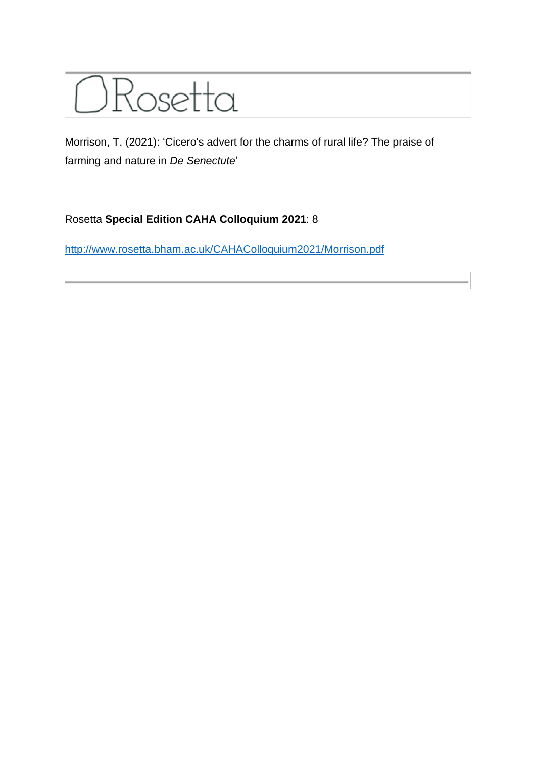# Rosetta

Morrison, T. (2021): 'Cicero's advert for the charms of rural life? The praise of farming and nature in *De Senectute*'

Rosetta **Special Edition CAHA Colloquium 2021**: 8

http://www.rosetta.bham.ac.uk/CAHAColloquium2021/Morrison.pdf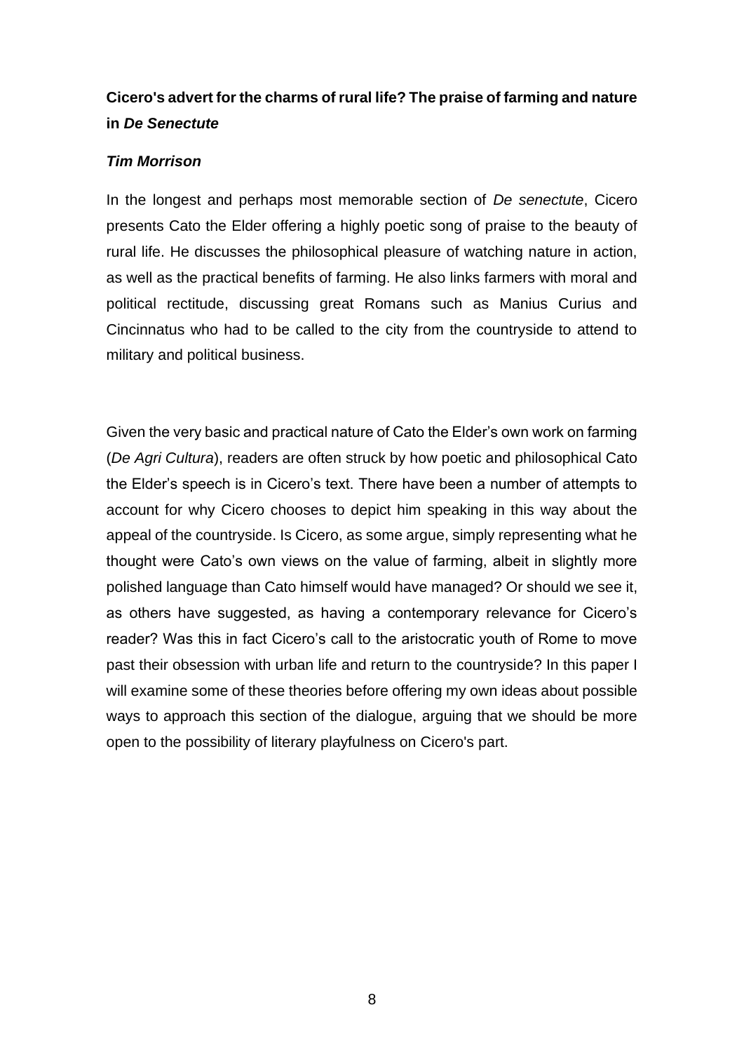**Cicero's advert for the charms of rural life? The praise of farming and nature in *De Senectute***

***Tim Morrison***

In the longest and perhaps most memorable section of *De senectute*, Cicero presents Cato the Elder offering a highly poetic song of praise to the beauty of rural life. He discusses the philosophical pleasure of watching nature in action, as well as the practical benefits of farming. He also links farmers with moral and political rectitude, discussing great Romans such as Manius Curius and Cincinnatus who had to be called to the city from the countryside to attend to military and political business.

Given the very basic and practical nature of Cato the Elder's own work on farming (*De Agri Cultura*), readers are often struck by how poetic and philosophical Cato the Elder's speech is in Cicero's text. There have been a number of attempts to account for why Cicero chooses to depict him speaking in this way about the appeal of the countryside. Is Cicero, as some argue, simply representing what he thought were Cato's own views on the value of farming, albeit in slightly more polished language than Cato himself would have managed? Or should we see it, as others have suggested, as having a contemporary relevance for Cicero's reader? Was this in fact Cicero's call to the aristocratic youth of Rome to move past their obsession with urban life and return to the countryside? In this paper I will examine some of these theories before offering my own ideas about possible ways to approach this section of the dialogue, arguing that we should be more open to the possibility of literary playfulness on Cicero's part.